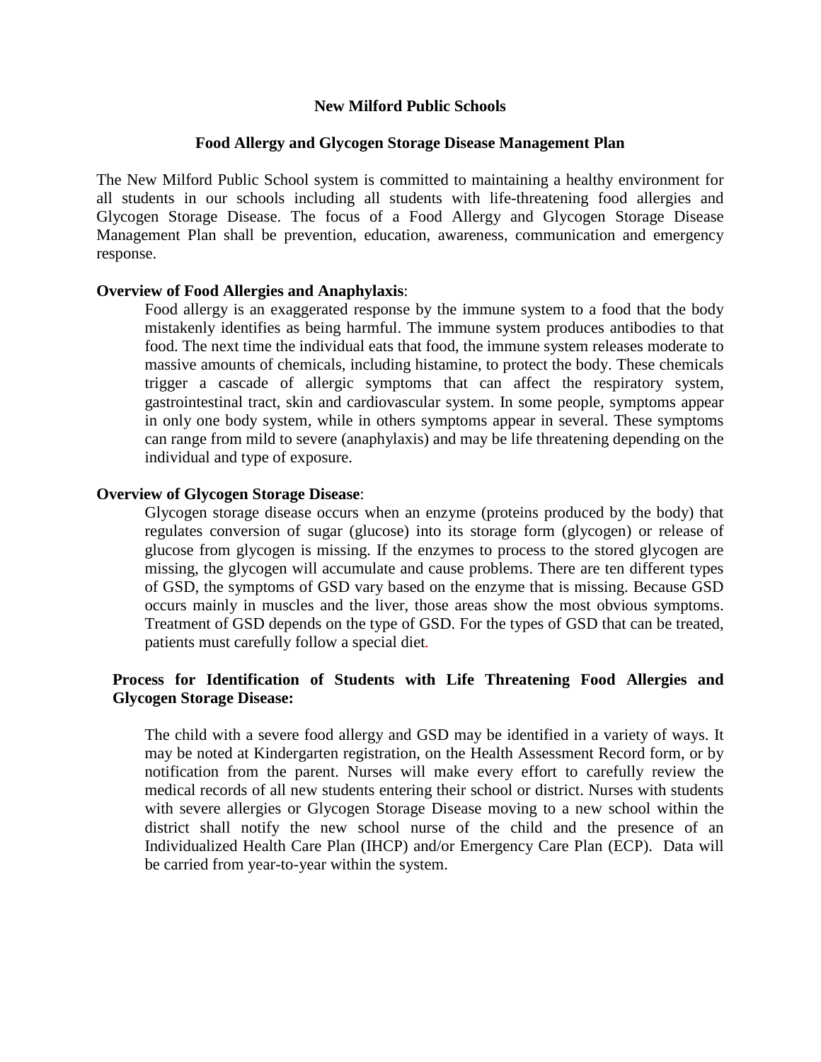# New Milford Public Schools

## Food Allergy and Glycogen Storage Disease Management Plan

The New Milford Public School system is committed to maintaining a healthy environment for all students in our schools including all students with life-threatening food allergies and Glycogen Storage Disease. The focus of a Food Allergy and Glycogen Storage Disease Management Plan shall be prevention, education, awareness, communication and emergency response.

**Overview of Food Allergies and Anaphylaxis**:

Food allergy is an exaggerated response by the immune system to a food that the body mistakenly identifies as being harmful. The immune system produces antibodies to that food. The next time the individual eats that food, the immune system releases moderate to massive amounts of chemicals, including histamine, to protect the body. These chemicals trigger a cascade of allergic symptoms that can affect the respiratory system, gastrointestinal tract, skin and cardiovascular system. In some people, symptoms appear in only one body system, while in others symptoms appear in several. These symptoms can range from mild to severe (anaphylaxis) and may be life threatening depending on the individual and type of exposure.

**Overview of Glycogen Storage Disease**:

Glycogen storage disease occurs when an enzyme (proteins produced by the body) that regulates conversion of sugar (glucose) into its storage form (glycogen) or release of glucose from glycogen is missing. If the enzymes to process to the stored glycogen are missing, the glycogen will accumulate and cause problems. There are ten different types of GSD, the symptoms of GSD vary based on the enzyme that is missing. Because GSD occurs mainly in muscles and the liver, those areas show the most obvious symptoms. Treatment of GSD depends on the type of GSD. For the types of GSD that can be treated, patients must carefully follow a special diet.

**Process for Identification of Students with Life Threatening Food Allergies and Glycogen Storage Disease:**

The child with a severe food allergy and GSD may be identified in a variety of ways. It may be noted at Kindergarten registration, on the Health Assessment Record form, or by notification from the parent. Nurses will make every effort to carefully review the medical records of all new students entering their school or district. Nurses with students with severe allergies or Glycogen Storage Disease moving to a new school within the district shall notify the new school nurse of the child and the presence of an Individualized Health Care Plan (IHCP) and/or Emergency Care Plan (ECP). Data will be carried from year-to-year within the system.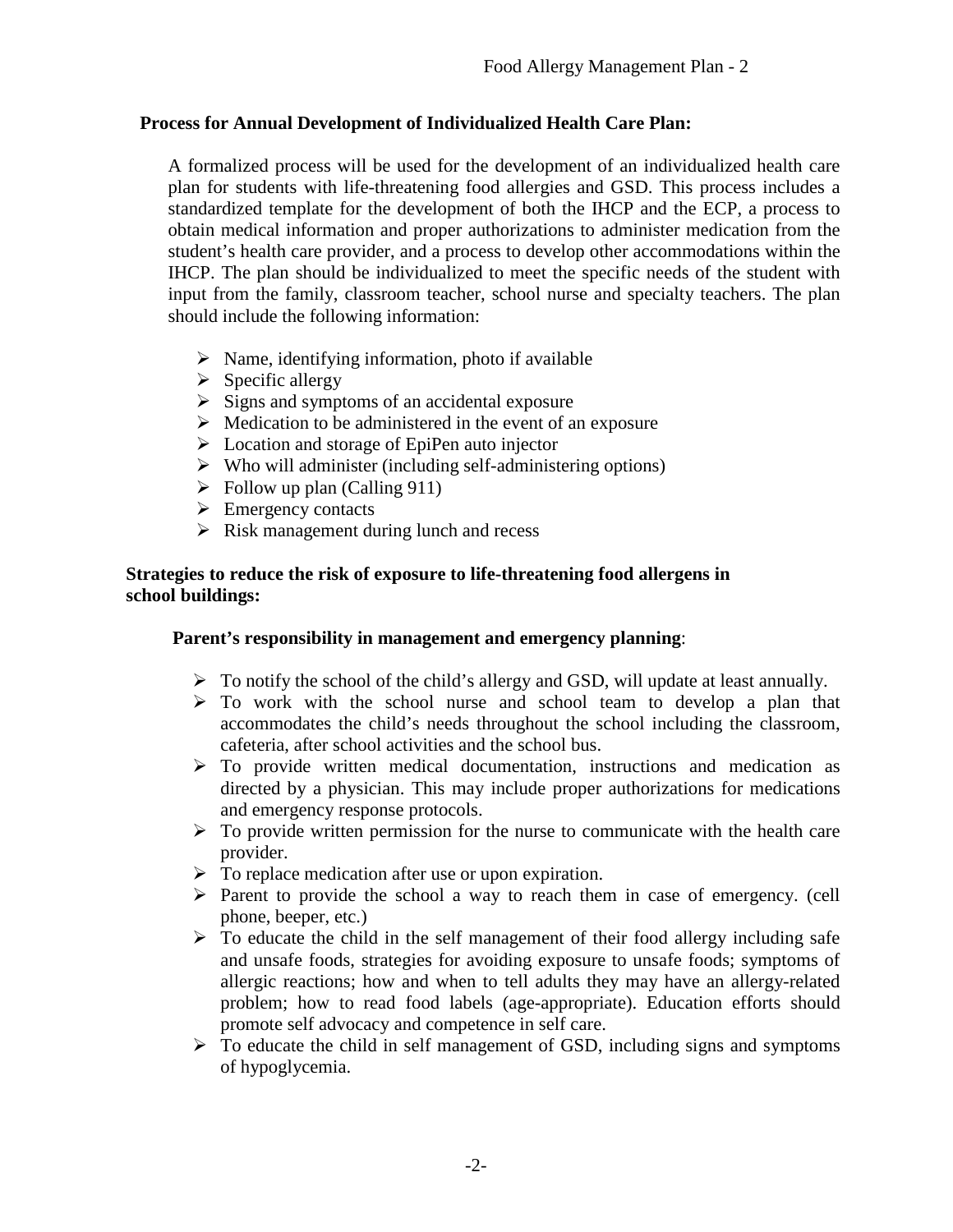**Process for Annual Development of Individualized Health Care Plan:**

A formalized process will be used for the development of an individualized health care plan for students with life-threatening food allergies and GSD. This process includes a standardized template for the development of both the IHCP and the ECP, a process to obtain medical information and proper authorizations to administer medication from the student's health care provider, and a process to develop other accommodations within the IHCP. The plan should be individualized to meet the specific needs of the student with input from the family, classroom teacher, school nurse and specialty teachers. The plan should include the following information:

- Name, identifying information, photo if available
- Specific allergy
- Signs and symptoms of an accidental exposure
- Medication to be administered in the event of an exposure
- Location and storage of EpiPen auto injector
- Who will administer (including self-administering options)
- Follow up plan (Calling 911)
- Emergency contacts
- Risk management during lunch and recess

**Strategies to reduce the risk of exposure to life-threatening food allergens in school buildings:**

**Parent's responsibility in management and emergency planning**:

- To notify the school of the child's allergy and GSD, will update at least annually.
- To work with the school nurse and school team to develop a plan that accommodates the child's needs throughout the school including the classroom, cafeteria, after school activities and the school bus.
- To provide written medical documentation, instructions and medication as directed by a physician. This may include proper authorizations for medications and emergency response protocols.
- To provide written permission for the nurse to communicate with the health care provider.
- To replace medication after use or upon expiration.
- Parent to provide the school a way to reach them in case of emergency. (cell phone, beeper, etc.)
- To educate the child in the self management of their food allergy including safe and unsafe foods, strategies for avoiding exposure to unsafe foods; symptoms of allergic reactions; how and when to tell adults they may have an allergy-related problem; how to read food labels (age-appropriate). Education efforts should promote self advocacy and competence in self care.
- To educate the child in self management of GSD, including signs and symptoms of hypoglycemia.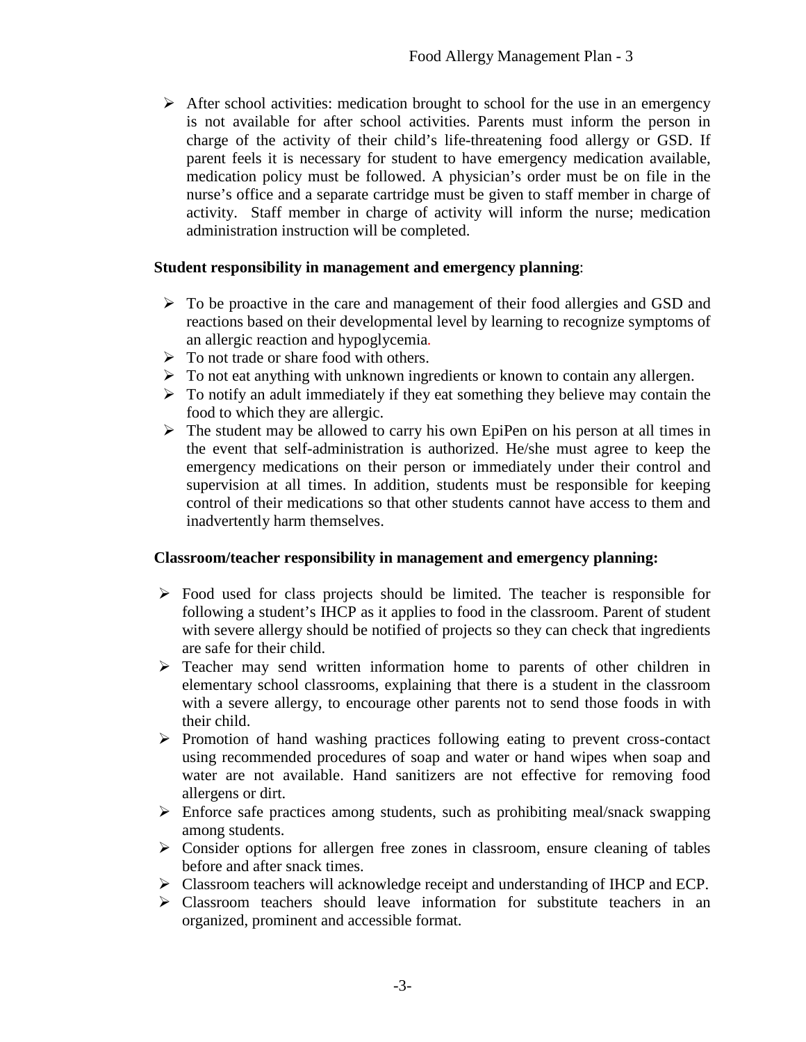- After school activities: medication brought to school for the use in an emergency is not available for after school activities. Parents must inform the person in charge of the activity of their child's life-threatening food allergy or GSD. If parent feels it is necessary for student to have emergency medication available, medication policy must be followed. A physician's order must be on file in the nurse's office and a separate cartridge must be given to staff member in charge of activity. Staff member in charge of activity will inform the nurse; medication administration instruction will be completed.

**Student responsibility in management and emergency planning**:

- To be proactive in the care and management of their food allergies and GSD and reactions based on their developmental level by learning to recognize symptoms of an allergic reaction and hypoglycemia.
- To not trade or share food with others.
- To not eat anything with unknown ingredients or known to contain any allergen.
- To notify an adult immediately if they eat something they believe may contain the food to which they are allergic.
- The student may be allowed to carry his own EpiPen on his person at all times in the event that self-administration is authorized. He/she must agree to keep the emergency medications on their person or immediately under their control and supervision at all times. In addition, students must be responsible for keeping control of their medications so that other students cannot have access to them and inadvertently harm themselves.

**Classroom/teacher responsibility in management and emergency planning:**

- Food used for class projects should be limited. The teacher is responsible for following a student's IHCP as it applies to food in the classroom. Parent of student with severe allergy should be notified of projects so they can check that ingredients are safe for their child.
- Teacher may send written information home to parents of other children in elementary school classrooms, explaining that there is a student in the classroom with a severe allergy, to encourage other parents not to send those foods in with their child.
- Promotion of hand washing practices following eating to prevent cross-contact using recommended procedures of soap and water or hand wipes when soap and water are not available. Hand sanitizers are not effective for removing food allergens or dirt.
- Enforce safe practices among students, such as prohibiting meal/snack swapping among students.
- Consider options for allergen free zones in classroom, ensure cleaning of tables before and after snack times.
- Classroom teachers will acknowledge receipt and understanding of IHCP and ECP.
- Classroom teachers should leave information for substitute teachers in an organized, prominent and accessible format.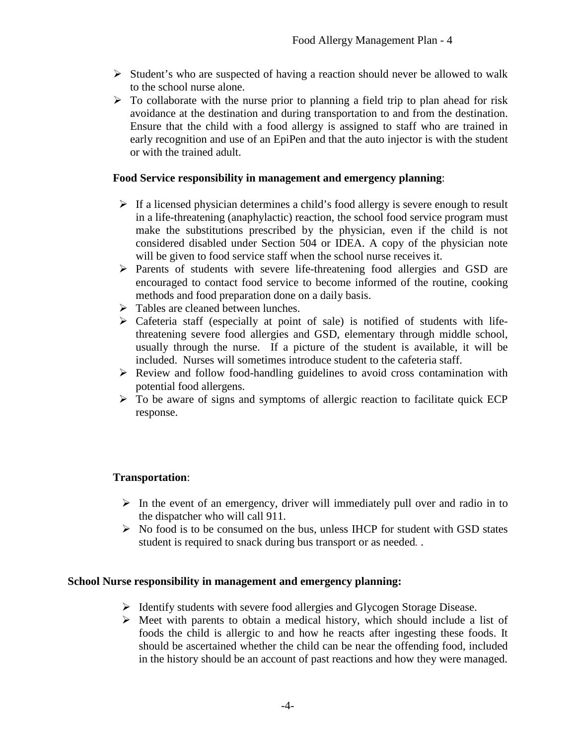- Student's who are suspected of having a reaction should never be allowed to walk to the school nurse alone.
- To collaborate with the nurse prior to planning a field trip to plan ahead for risk avoidance at the destination and during transportation to and from the destination. Ensure that the child with a food allergy is assigned to staff who are trained in early recognition and use of an EpiPen and that the auto injector is with the student or with the trained adult.

**Food Service responsibility in management and emergency planning**:

- If a licensed physician determines a child's food allergy is severe enough to result in a life-threatening (anaphylactic) reaction, the school food service program must make the substitutions prescribed by the physician, even if the child is not considered disabled under Section 504 or IDEA. A copy of the physician note will be given to food service staff when the school nurse receives it.
- Parents of students with severe life-threatening food allergies and GSD are encouraged to contact food service to become informed of the routine, cooking methods and food preparation done on a daily basis.
- Tables are cleaned between lunches.
- Cafeteria staff (especially at point of sale) is notified of students with life-threatening severe food allergies and GSD, elementary through middle school, usually through the nurse. If a picture of the student is available, it will be included. Nurses will sometimes introduce student to the cafeteria staff.
- Review and follow food-handling guidelines to avoid cross contamination with potential food allergens.
- To be aware of signs and symptoms of allergic reaction to facilitate quick ECP response.

**Transportation**:

- In the event of an emergency, driver will immediately pull over and radio in to the dispatcher who will call 911.
- No food is to be consumed on the bus, unless IHCP for student with GSD states student is required to snack during bus transport or as needed. .

**School Nurse responsibility in management and emergency planning:**

- Identify students with severe food allergies and Glycogen Storage Disease.
- Meet with parents to obtain a medical history, which should include a list of foods the child is allergic to and how he reacts after ingesting these foods. It should be ascertained whether the child can be near the offending food, included in the history should be an account of past reactions and how they were managed.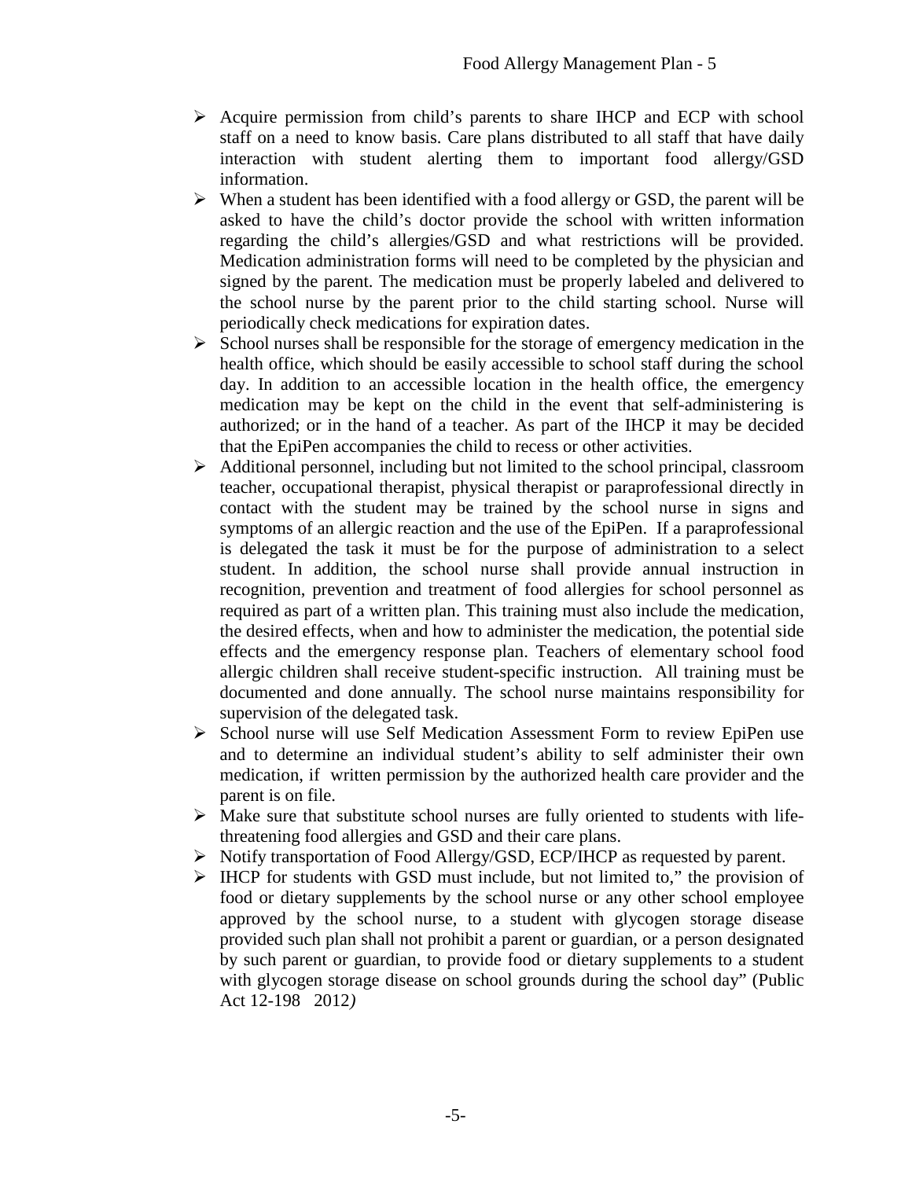- Acquire permission from child's parents to share IHCP and ECP with school staff on a need to know basis. Care plans distributed to all staff that have daily interaction with student alerting them to important food allergy/GSD information.
- When a student has been identified with a food allergy or GSD, the parent will be asked to have the child's doctor provide the school with written information regarding the child's allergies/GSD and what restrictions will be provided. Medication administration forms will need to be completed by the physician and signed by the parent. The medication must be properly labeled and delivered to the school nurse by the parent prior to the child starting school. Nurse will periodically check medications for expiration dates.
- School nurses shall be responsible for the storage of emergency medication in the health office, which should be easily accessible to school staff during the school day. In addition to an accessible location in the health office, the emergency medication may be kept on the child in the event that self-administering is authorized; or in the hand of a teacher. As part of the IHCP it may be decided that the EpiPen accompanies the child to recess or other activities.
- Additional personnel, including but not limited to the school principal, classroom teacher, occupational therapist, physical therapist or paraprofessional directly in contact with the student may be trained by the school nurse in signs and symptoms of an allergic reaction and the use of the EpiPen. If a paraprofessional is delegated the task it must be for the purpose of administration to a select student. In addition, the school nurse shall provide annual instruction in recognition, prevention and treatment of food allergies for school personnel as required as part of a written plan. This training must also include the medication, the desired effects, when and how to administer the medication, the potential side effects and the emergency response plan. Teachers of elementary school food allergic children shall receive student-specific instruction. All training must be documented and done annually. The school nurse maintains responsibility for supervision of the delegated task.
- School nurse will use Self Medication Assessment Form to review EpiPen use and to determine an individual student's ability to self administer their own medication, if written permission by the authorized health care provider and the parent is on file.
- Make sure that substitute school nurses are fully oriented to students with life-threatening food allergies and GSD and their care plans.
- Notify transportation of Food Allergy/GSD, ECP/IHCP as requested by parent.
- IHCP for students with GSD must include, but not limited to," the provision of food or dietary supplements by the school nurse or any other school employee approved by the school nurse, to a student with glycogen storage disease provided such plan shall not prohibit a parent or guardian, or a person designated by such parent or guardian, to provide food or dietary supplements to a student with glycogen storage disease on school grounds during the school day" (Public Act 12-198 2012*)*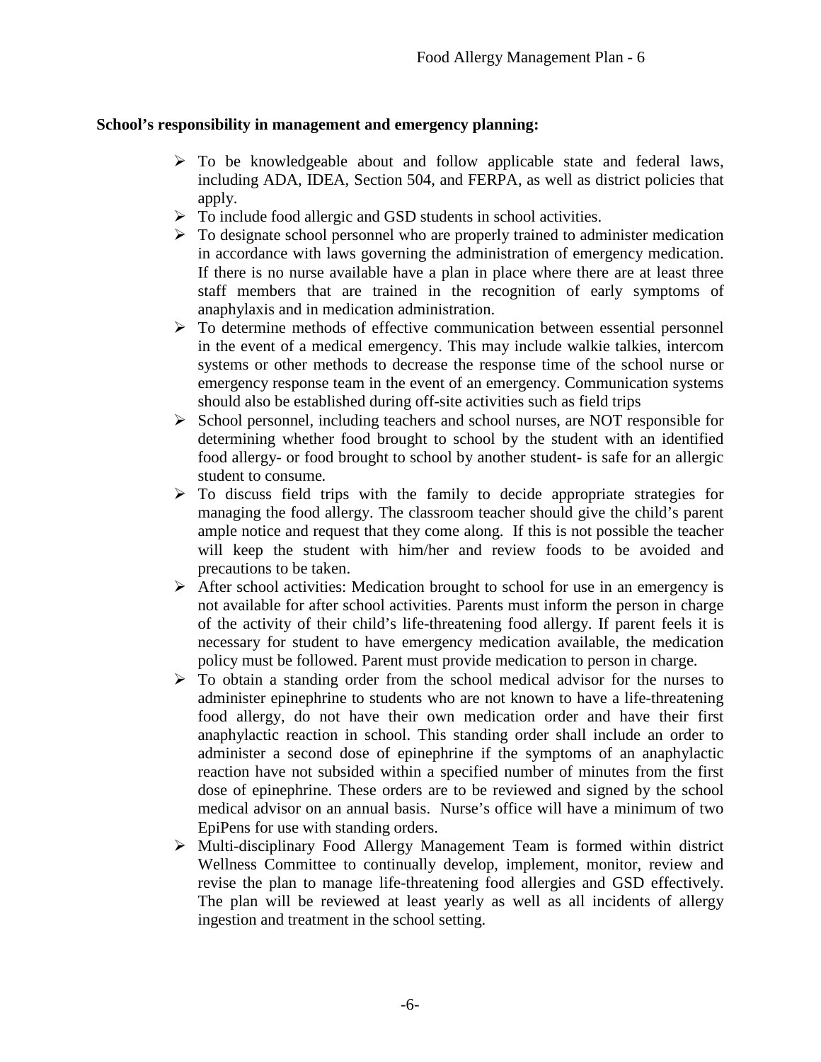**School's responsibility in management and emergency planning:**

- To be knowledgeable about and follow applicable state and federal laws, including ADA, IDEA, Section 504, and FERPA, as well as district policies that apply.
- To include food allergic and GSD students in school activities.
- To designate school personnel who are properly trained to administer medication in accordance with laws governing the administration of emergency medication. If there is no nurse available have a plan in place where there are at least three staff members that are trained in the recognition of early symptoms of anaphylaxis and in medication administration.
- To determine methods of effective communication between essential personnel in the event of a medical emergency. This may include walkie talkies, intercom systems or other methods to decrease the response time of the school nurse or emergency response team in the event of an emergency. Communication systems should also be established during off-site activities such as field trips
- School personnel, including teachers and school nurses, are NOT responsible for determining whether food brought to school by the student with an identified food allergy- or food brought to school by another student- is safe for an allergic student to consume.
- To discuss field trips with the family to decide appropriate strategies for managing the food allergy. The classroom teacher should give the child's parent ample notice and request that they come along. If this is not possible the teacher will keep the student with him/her and review foods to be avoided and precautions to be taken.
- After school activities: Medication brought to school for use in an emergency is not available for after school activities. Parents must inform the person in charge of the activity of their child's life-threatening food allergy. If parent feels it is necessary for student to have emergency medication available, the medication policy must be followed. Parent must provide medication to person in charge.
- To obtain a standing order from the school medical advisor for the nurses to administer epinephrine to students who are not known to have a life-threatening food allergy, do not have their own medication order and have their first anaphylactic reaction in school. This standing order shall include an order to administer a second dose of epinephrine if the symptoms of an anaphylactic reaction have not subsided within a specified number of minutes from the first dose of epinephrine. These orders are to be reviewed and signed by the school medical advisor on an annual basis. Nurse's office will have a minimum of two EpiPens for use with standing orders.
- Multi-disciplinary Food Allergy Management Team is formed within district Wellness Committee to continually develop, implement, monitor, review and revise the plan to manage life-threatening food allergies and GSD effectively. The plan will be reviewed at least yearly as well as all incidents of allergy ingestion and treatment in the school setting.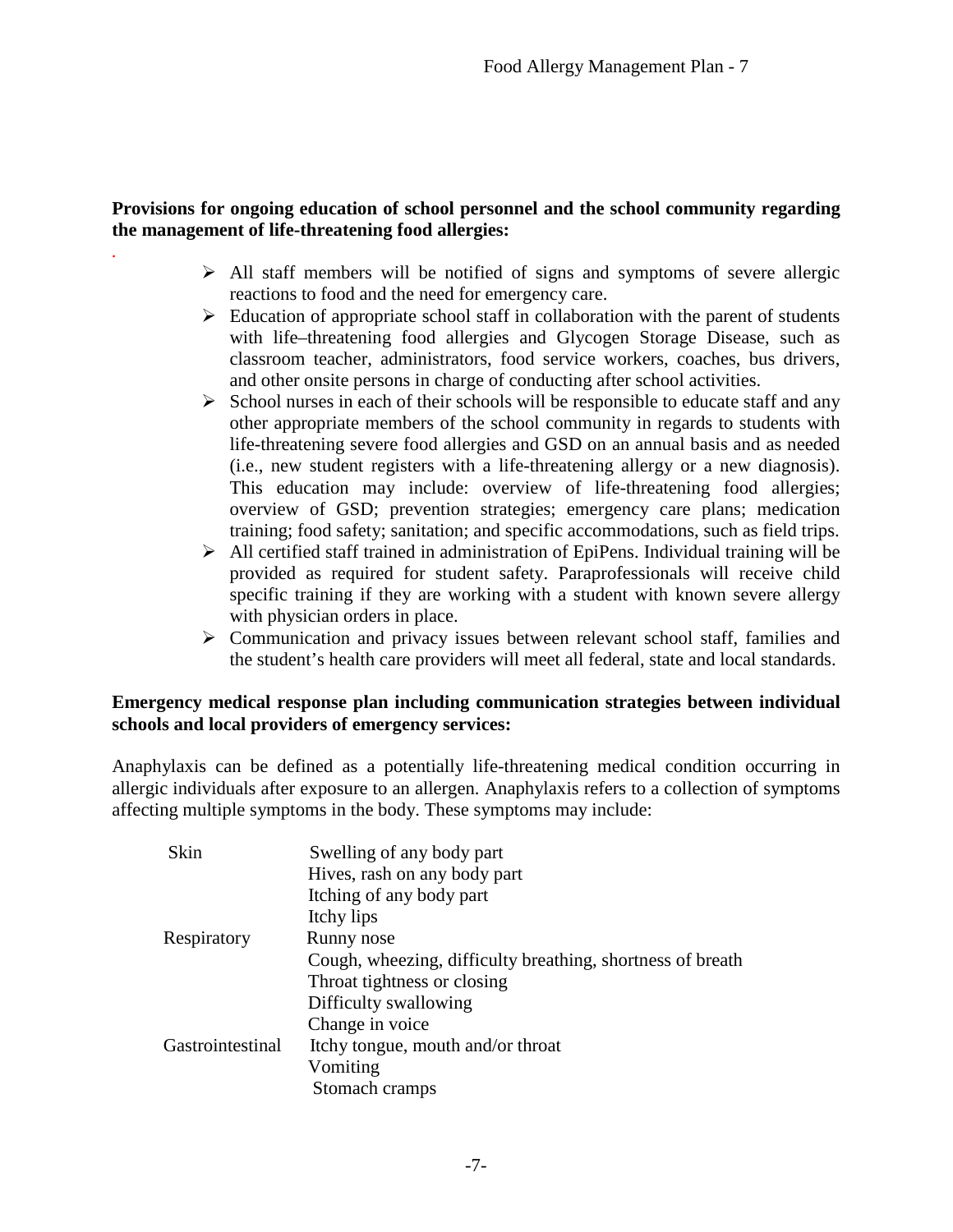**Provisions for ongoing education of school personnel and the school community regarding the management of life-threatening food allergies:**

- All staff members will be notified of signs and symptoms of severe allergic reactions to food and the need for emergency care.
- Education of appropriate school staff in collaboration with the parent of students with life–threatening food allergies and Glycogen Storage Disease, such as classroom teacher, administrators, food service workers, coaches, bus drivers, and other onsite persons in charge of conducting after school activities.
- School nurses in each of their schools will be responsible to educate staff and any other appropriate members of the school community in regards to students with life-threatening severe food allergies and GSD on an annual basis and as needed (i.e., new student registers with a life-threatening allergy or a new diagnosis). This education may include: overview of life-threatening food allergies; overview of GSD; prevention strategies; emergency care plans; medication training; food safety; sanitation; and specific accommodations, such as field trips.
- All certified staff trained in administration of EpiPens. Individual training will be provided as required for student safety. Paraprofessionals will receive child specific training if they are working with a student with known severe allergy with physician orders in place.
- Communication and privacy issues between relevant school staff, families and the student's health care providers will meet all federal, state and local standards.

**Emergency medical response plan including communication strategies between individual schools and local providers of emergency services:**

Anaphylaxis can be defined as a potentially life-threatening medical condition occurring in allergic individuals after exposure to an allergen. Anaphylaxis refers to a collection of symptoms affecting multiple symptoms in the body. These symptoms may include:

| | |
|---|---|
| Skin | Swelling of any body part |
| | Hives, rash on any body part |
| | Itching of any body part |
| | Itchy lips |
| Respiratory | Runny nose |
| | Cough, wheezing, difficulty breathing, shortness of breath |
| | Throat tightness or closing |
| | Difficulty swallowing |
| | Change in voice |
| Gastrointestinal | Itchy tongue, mouth and/or throat |
| | Vomiting |
| | Stomach cramps |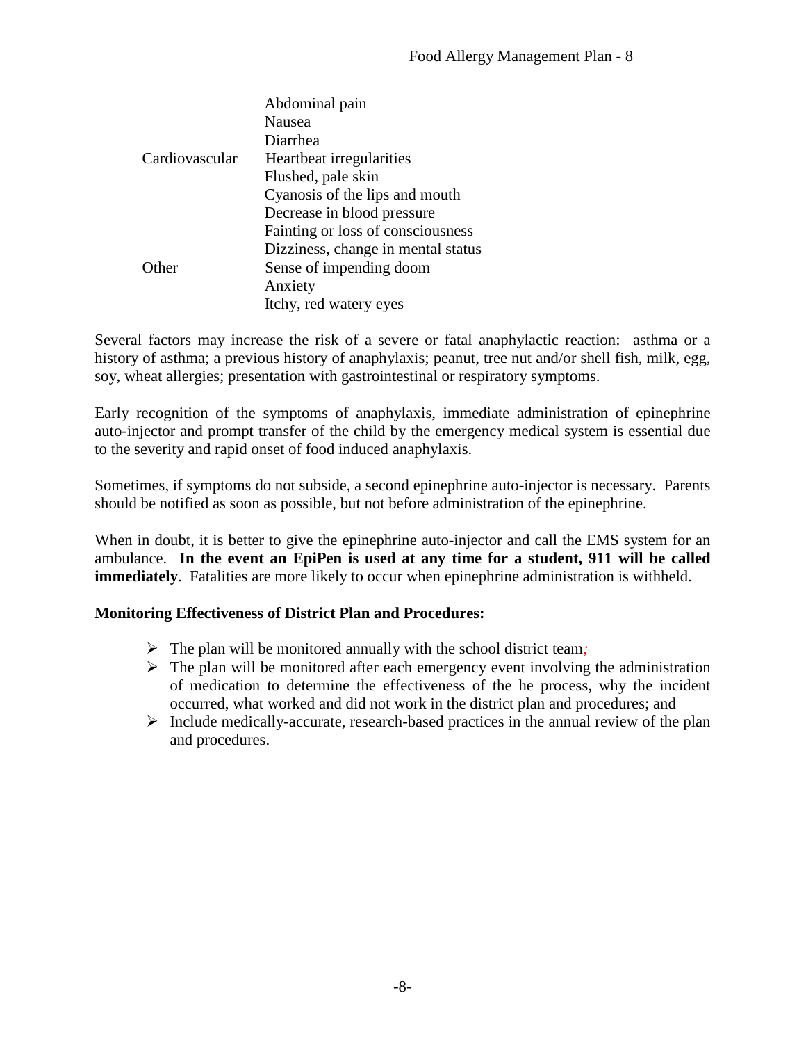| | |
|---|---|
| | Abdominal pain |
| | Nausea |
| | Diarrhea |
| Cardiovascular | Heartbeat irregularities |
| | Flushed, pale skin |
| | Cyanosis of the lips and mouth |
| | Decrease in blood pressure |
| | Fainting or loss of consciousness |
| | Dizziness, change in mental status |
| Other | Sense of impending doom |
| | Anxiety |
| | Itchy, red watery eyes |

Several factors may increase the risk of a severe or fatal anaphylactic reaction: asthma or a history of asthma; a previous history of anaphylaxis; peanut, tree nut and/or shell fish, milk, egg, soy, wheat allergies; presentation with gastrointestinal or respiratory symptoms.

Early recognition of the symptoms of anaphylaxis, immediate administration of epinephrine auto-injector and prompt transfer of the child by the emergency medical system is essential due to the severity and rapid onset of food induced anaphylaxis.

Sometimes, if symptoms do not subside, a second epinephrine auto-injector is necessary. Parents should be notified as soon as possible, but not before administration of the epinephrine.

When in doubt, it is better to give the epinephrine auto-injector and call the EMS system for an ambulance. **In the event an EpiPen is used at any time for a student, 911 will be called immediately**. Fatalities are more likely to occur when epinephrine administration is withheld.

**Monitoring Effectiveness of District Plan and Procedures:**

- The plan will be monitored annually with the school district team;
- The plan will be monitored after each emergency event involving the administration of medication to determine the effectiveness of the he process, why the incident occurred, what worked and did not work in the district plan and procedures; and
- Include medically-accurate, research-based practices in the annual review of the plan and procedures.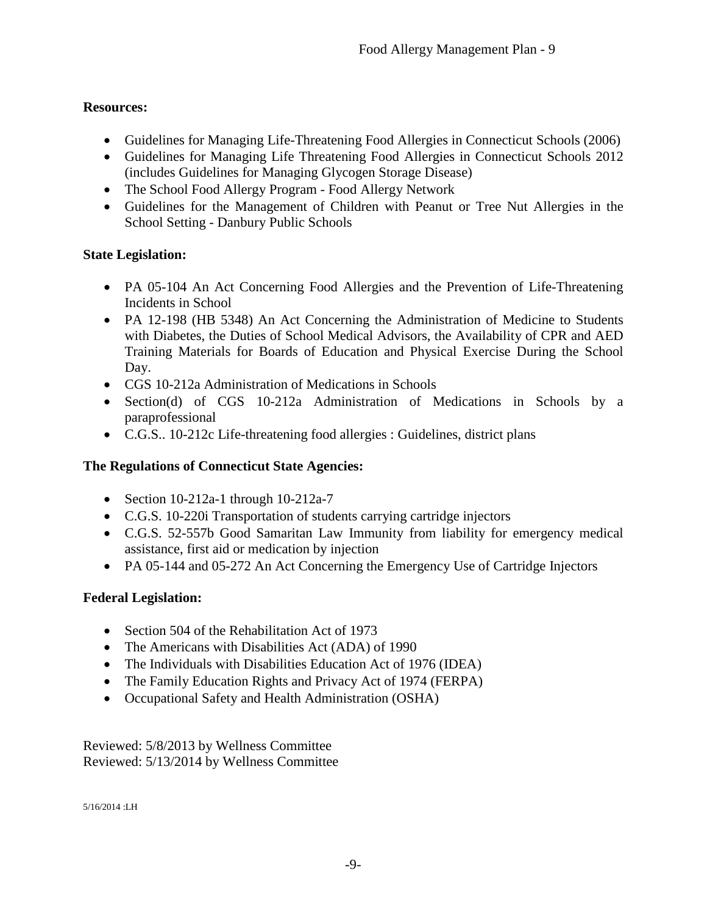**Resources:**

- Guidelines for Managing Life-Threatening Food Allergies in Connecticut Schools (2006)
- Guidelines for Managing Life Threatening Food Allergies in Connecticut Schools 2012 (includes Guidelines for Managing Glycogen Storage Disease)
- The School Food Allergy Program - Food Allergy Network
- Guidelines for the Management of Children with Peanut or Tree Nut Allergies in the School Setting - Danbury Public Schools

**State Legislation:**

- PA 05-104 An Act Concerning Food Allergies and the Prevention of Life-Threatening Incidents in School
- PA 12-198 (HB 5348) An Act Concerning the Administration of Medicine to Students with Diabetes, the Duties of School Medical Advisors, the Availability of CPR and AED Training Materials for Boards of Education and Physical Exercise During the School Day.
- CGS 10-212a Administration of Medications in Schools
- Section(d) of CGS 10-212a Administration of Medications in Schools by a paraprofessional
- C.G.S.. 10-212c Life-threatening food allergies : Guidelines, district plans

**The Regulations of Connecticut State Agencies:**

- Section 10-212a-1 through 10-212a-7
- C.G.S. 10-220i Transportation of students carrying cartridge injectors
- C.G.S. 52-557b Good Samaritan Law Immunity from liability for emergency medical assistance, first aid or medication by injection
- PA 05-144 and 05-272 An Act Concerning the Emergency Use of Cartridge Injectors

**Federal Legislation:**

- Section 504 of the Rehabilitation Act of 1973
- The Americans with Disabilities Act (ADA) of 1990
- The Individuals with Disabilities Education Act of 1976 (IDEA)
- The Family Education Rights and Privacy Act of 1974 (FERPA)
- Occupational Safety and Health Administration (OSHA)

Reviewed: 5/8/2013 by Wellness Committee
Reviewed: 5/13/2014 by Wellness Committee

5/16/2014 :LH